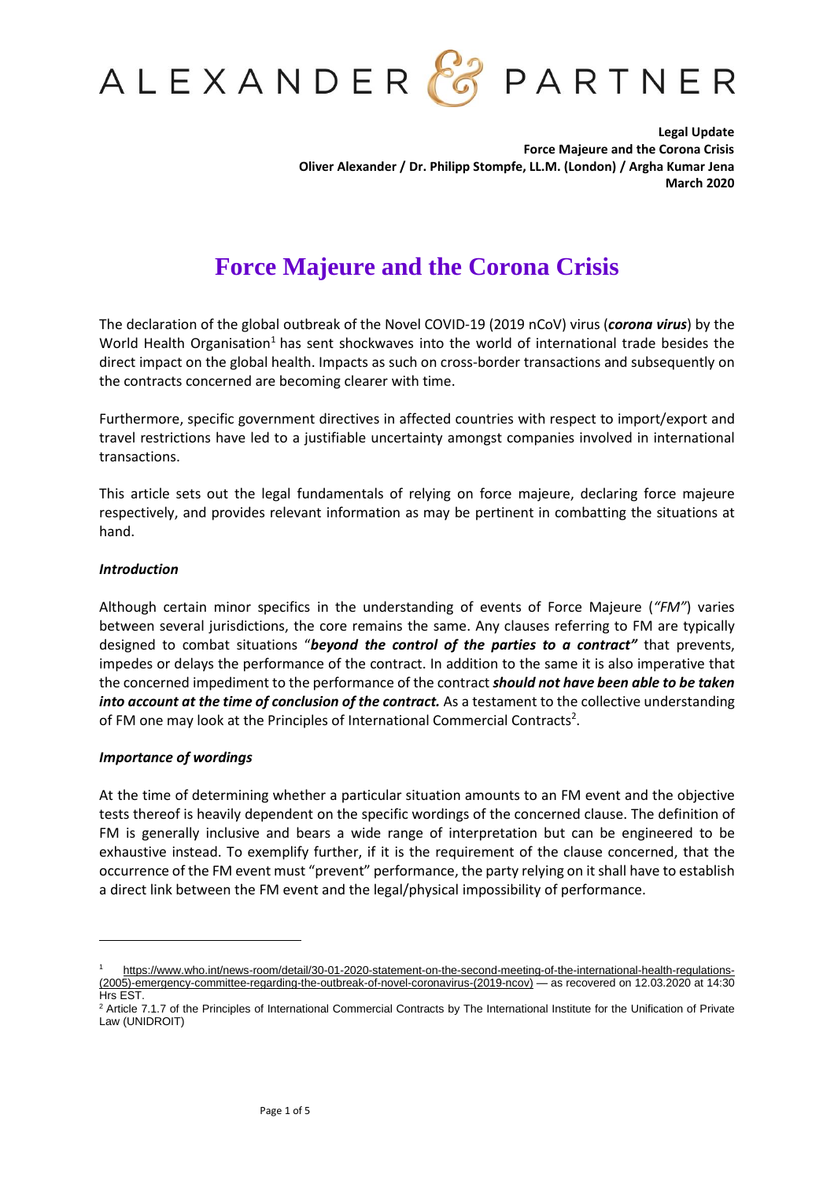**Legal Update**
**Force Majeure and the Corona Crisis**
**Oliver Alexander / Dr. Philipp Stompfe, LL.M. (London) / Argha Kumar Jena**
**March 2020**

# Force Majeure and the Corona Crisis

The declaration of the global outbreak of the Novel COVID-19 (2019 nCoV) virus (***corona virus***) by the World Health Organisation[1] has sent shockwaves into the world of international trade besides the direct impact on the global health. Impacts as such on cross-border transactions and subsequently on the contracts concerned are becoming clearer with time.

Furthermore, specific government directives in affected countries with respect to import/export and travel restrictions have led to a justifiable uncertainty amongst companies involved in international transactions.

This article sets out the legal fundamentals of relying on force majeure, declaring force majeure respectively, and provides relevant information as may be pertinent in combatting the situations at hand.

### *Introduction*

Although certain minor specifics in the understanding of events of Force Majeure (*"FM"*) varies between several jurisdictions, the core remains the same. Any clauses referring to FM are typically designed to combat situations "***beyond the control of the parties to a contract"*** that prevents, impedes or delays the performance of the contract. In addition to the same it is also imperative that the concerned impediment to the performance of the contract ***should not have been able to be taken into account at the time of conclusion of the contract.*** As a testament to the collective understanding of FM one may look at the Principles of International Commercial Contracts[2].

### *Importance of wordings*

At the time of determining whether a particular situation amounts to an FM event and the objective tests thereof is heavily dependent on the specific wordings of the concerned clause. The definition of FM is generally inclusive and bears a wide range of interpretation but can be engineered to be exhaustive instead. To exemplify further, if it is the requirement of the clause concerned, that the occurrence of the FM event must "prevent" performance, the party relying on it shall have to establish a direct link between the FM event and the legal/physical impossibility of performance.

---

[1] https://www.who.int/news-room/detail/30-01-2020-statement-on-the-second-meeting-of-the-international-health-regulations-(2005)-emergency-committee-regarding-the-outbreak-of-novel-coronavirus-(2019-ncov) — as recovered on 12.03.2020 at 14:30 Hrs EST.

[2] Article 7.1.7 of the Principles of International Commercial Contracts by The International Institute for the Unification of Private Law (UNIDROIT)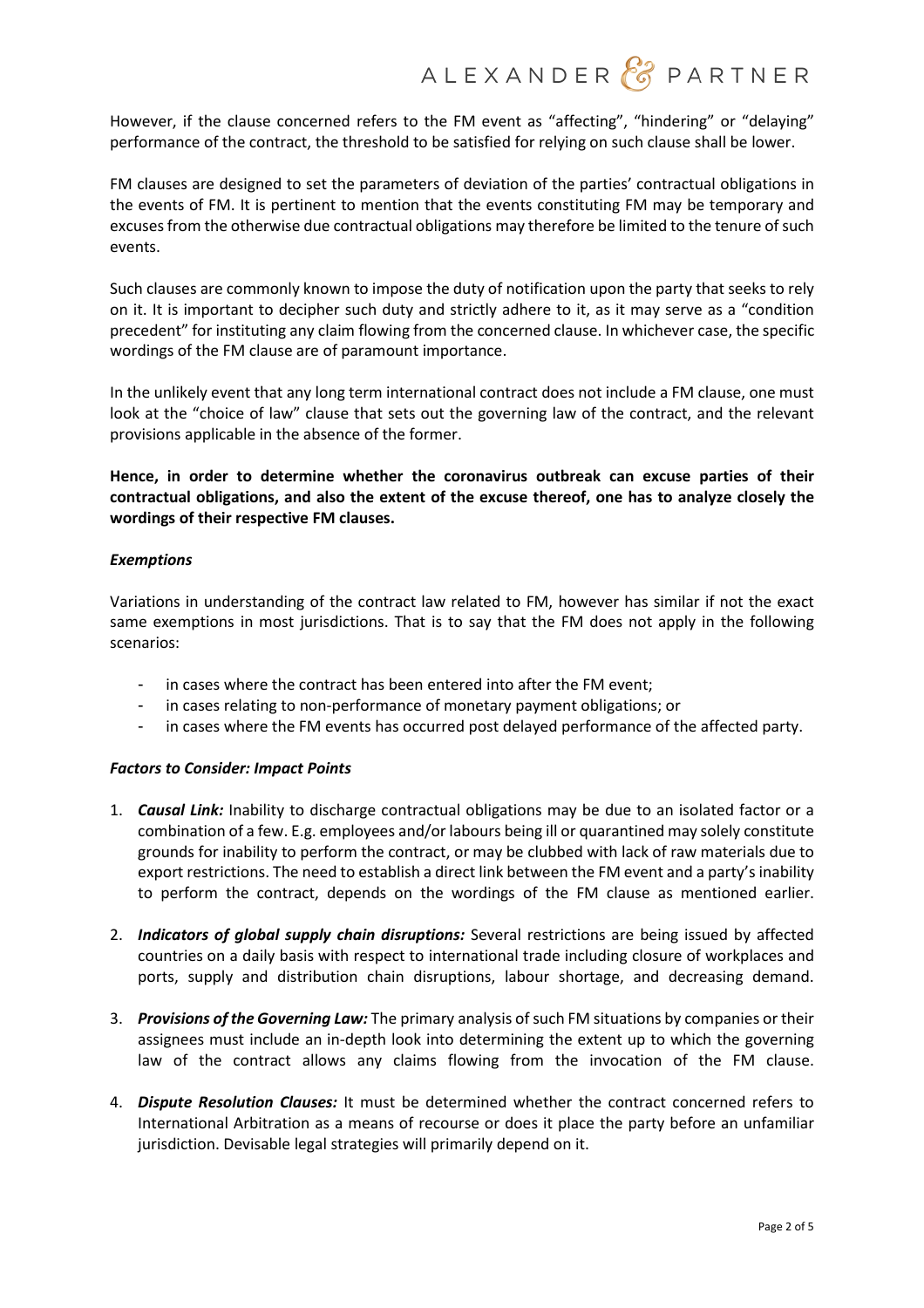However, if the clause concerned refers to the FM event as "affecting", "hindering" or "delaying" performance of the contract, the threshold to be satisfied for relying on such clause shall be lower.

FM clauses are designed to set the parameters of deviation of the parties' contractual obligations in the events of FM. It is pertinent to mention that the events constituting FM may be temporary and excuses from the otherwise due contractual obligations may therefore be limited to the tenure of such events.

Such clauses are commonly known to impose the duty of notification upon the party that seeks to rely on it. It is important to decipher such duty and strictly adhere to it, as it may serve as a "condition precedent" for instituting any claim flowing from the concerned clause. In whichever case, the specific wordings of the FM clause are of paramount importance.

In the unlikely event that any long term international contract does not include a FM clause, one must look at the "choice of law" clause that sets out the governing law of the contract, and the relevant provisions applicable in the absence of the former.

**Hence, in order to determine whether the coronavirus outbreak can excuse parties of their contractual obligations, and also the extent of the excuse thereof, one has to analyze closely the wordings of their respective FM clauses.**

***Exemptions***

Variations in understanding of the contract law related to FM, however has similar if not the exact same exemptions in most jurisdictions. That is to say that the FM does not apply in the following scenarios:

- in cases where the contract has been entered into after the FM event;
- in cases relating to non-performance of monetary payment obligations; or
- in cases where the FM events has occurred post delayed performance of the affected party.

***Factors to Consider: Impact Points***

1. ***Causal Link:*** Inability to discharge contractual obligations may be due to an isolated factor or a combination of a few. E.g. employees and/or labours being ill or quarantined may solely constitute grounds for inability to perform the contract, or may be clubbed with lack of raw materials due to export restrictions. The need to establish a direct link between the FM event and a party's inability to perform the contract, depends on the wordings of the FM clause as mentioned earlier.
2. ***Indicators of global supply chain disruptions:*** Several restrictions are being issued by affected countries on a daily basis with respect to international trade including closure of workplaces and ports, supply and distribution chain disruptions, labour shortage, and decreasing demand.
3. ***Provisions of the Governing Law:*** The primary analysis of such FM situations by companies or their assignees must include an in-depth look into determining the extent up to which the governing law of the contract allows any claims flowing from the invocation of the FM clause.
4. ***Dispute Resolution Clauses:*** It must be determined whether the contract concerned refers to International Arbitration as a means of recourse or does it place the party before an unfamiliar jurisdiction. Devisable legal strategies will primarily depend on it.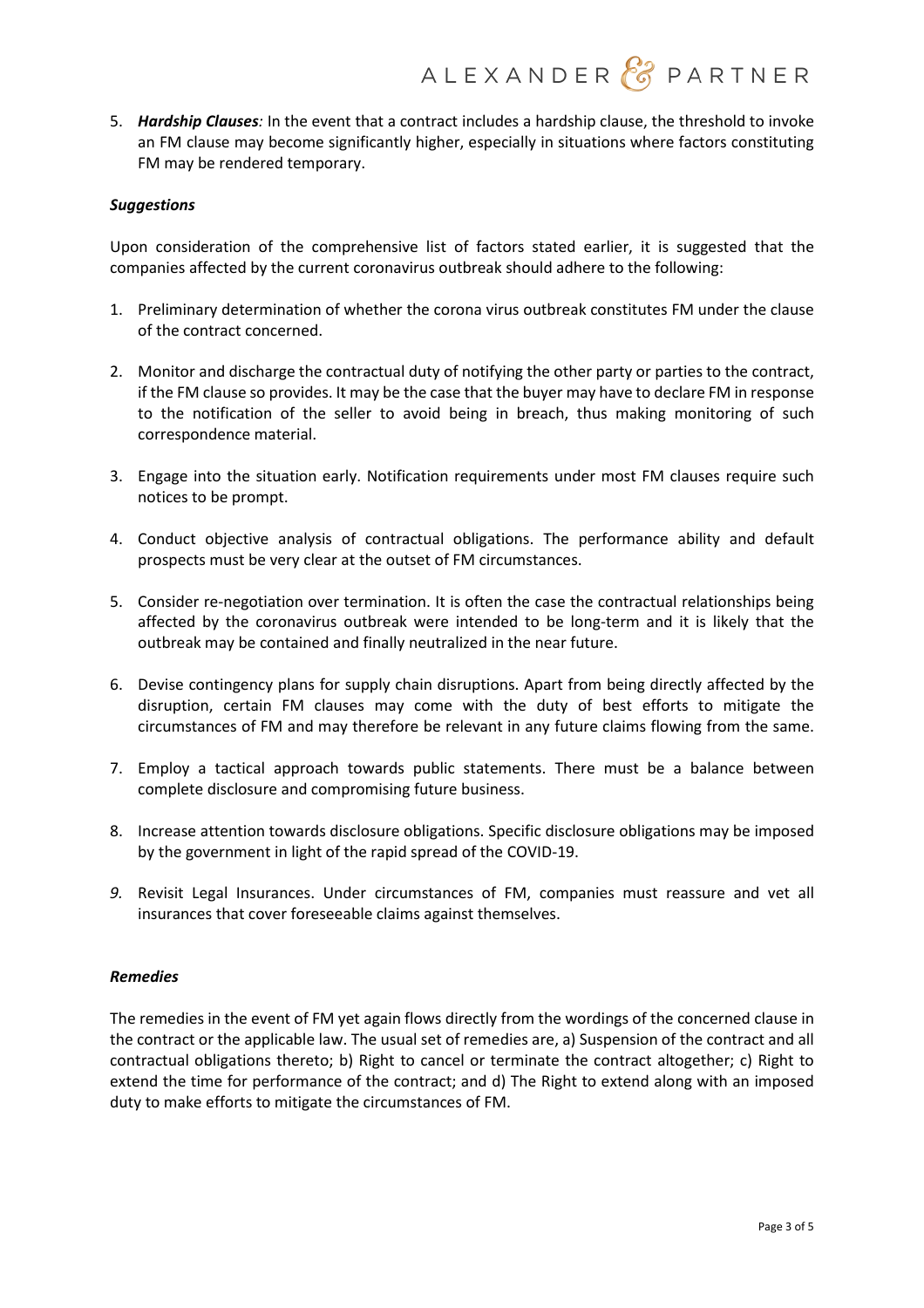5. ***Hardship Clauses**:* In the event that a contract includes a hardship clause, the threshold to invoke an FM clause may become significantly higher, especially in situations where factors constituting FM may be rendered temporary.

***Suggestions***

Upon consideration of the comprehensive list of factors stated earlier, it is suggested that the companies affected by the current coronavirus outbreak should adhere to the following:

1. Preliminary determination of whether the corona virus outbreak constitutes FM under the clause of the contract concerned.

2. Monitor and discharge the contractual duty of notifying the other party or parties to the contract, if the FM clause so provides. It may be the case that the buyer may have to declare FM in response to the notification of the seller to avoid being in breach, thus making monitoring of such correspondence material.

3. Engage into the situation early. Notification requirements under most FM clauses require such notices to be prompt.

4. Conduct objective analysis of contractual obligations. The performance ability and default prospects must be very clear at the outset of FM circumstances.

5. Consider re-negotiation over termination. It is often the case the contractual relationships being affected by the coronavirus outbreak were intended to be long-term and it is likely that the outbreak may be contained and finally neutralized in the near future.

6. Devise contingency plans for supply chain disruptions. Apart from being directly affected by the disruption, certain FM clauses may come with the duty of best efforts to mitigate the circumstances of FM and may therefore be relevant in any future claims flowing from the same.

7. Employ a tactical approach towards public statements. There must be a balance between complete disclosure and compromising future business.

8. Increase attention towards disclosure obligations. Specific disclosure obligations may be imposed by the government in light of the rapid spread of the COVID-19.

9. Revisit Legal Insurances. Under circumstances of FM, companies must reassure and vet all insurances that cover foreseeable claims against themselves.

***Remedies***

The remedies in the event of FM yet again flows directly from the wordings of the concerned clause in the contract or the applicable law. The usual set of remedies are, a) Suspension of the contract and all contractual obligations thereto; b) Right to cancel or terminate the contract altogether; c) Right to extend the time for performance of the contract; and d) The Right to extend along with an imposed duty to make efforts to mitigate the circumstances of FM.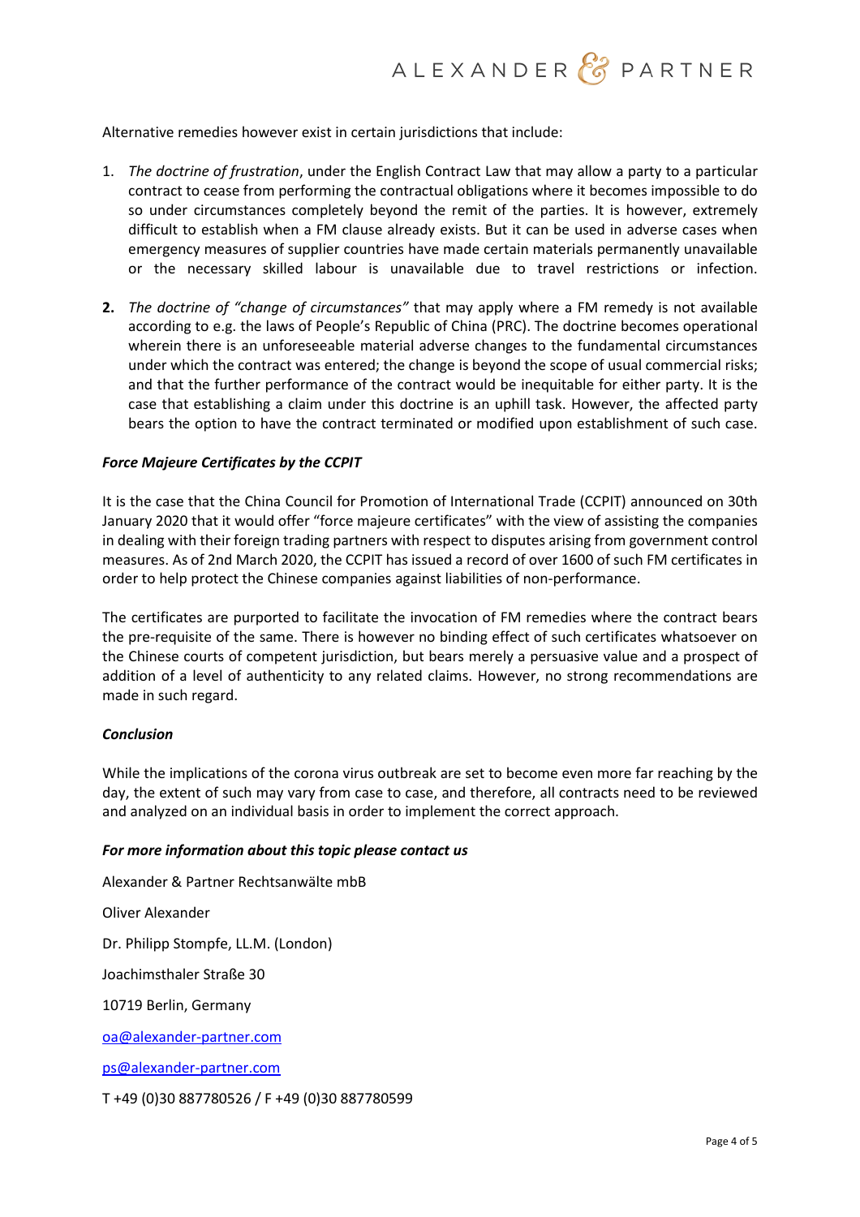Alternative remedies however exist in certain jurisdictions that include:

1. *The doctrine of frustration*, under the English Contract Law that may allow a party to a particular contract to cease from performing the contractual obligations where it becomes impossible to do so under circumstances completely beyond the remit of the parties. It is however, extremely difficult to establish when a FM clause already exists. But it can be used in adverse cases when emergency measures of supplier countries have made certain materials permanently unavailable or the necessary skilled labour is unavailable due to travel restrictions or infection.

2. *The doctrine of "change of circumstances"* that may apply where a FM remedy is not available according to e.g. the laws of People's Republic of China (PRC). The doctrine becomes operational wherein there is an unforeseeable material adverse changes to the fundamental circumstances under which the contract was entered; the change is beyond the scope of usual commercial risks; and that the further performance of the contract would be inequitable for either party. It is the case that establishing a claim under this doctrine is an uphill task. However, the affected party bears the option to have the contract terminated or modified upon establishment of such case.

***Force Majeure Certificates by the CCPIT***

It is the case that the China Council for Promotion of International Trade (CCPIT) announced on 30th January 2020 that it would offer "force majeure certificates" with the view of assisting the companies in dealing with their foreign trading partners with respect to disputes arising from government control measures. As of 2nd March 2020, the CCPIT has issued a record of over 1600 of such FM certificates in order to help protect the Chinese companies against liabilities of non-performance.

The certificates are purported to facilitate the invocation of FM remedies where the contract bears the pre-requisite of the same. There is however no binding effect of such certificates whatsoever on the Chinese courts of competent jurisdiction, but bears merely a persuasive value and a prospect of addition of a level of authenticity to any related claims. However, no strong recommendations are made in such regard.

***Conclusion***

While the implications of the corona virus outbreak are set to become even more far reaching by the day, the extent of such may vary from case to case, and therefore, all contracts need to be reviewed and analyzed on an individual basis in order to implement the correct approach.

***For more information about this topic please contact us***

Alexander & Partner Rechtsanwälte mbB

Oliver Alexander

Dr. Philipp Stompfe, LL.M. (London)

Joachimsthaler Straße 30

10719 Berlin, Germany

oa@alexander-partner.com

ps@alexander-partner.com

T +49 (0)30 887780526 / F +49 (0)30 887780599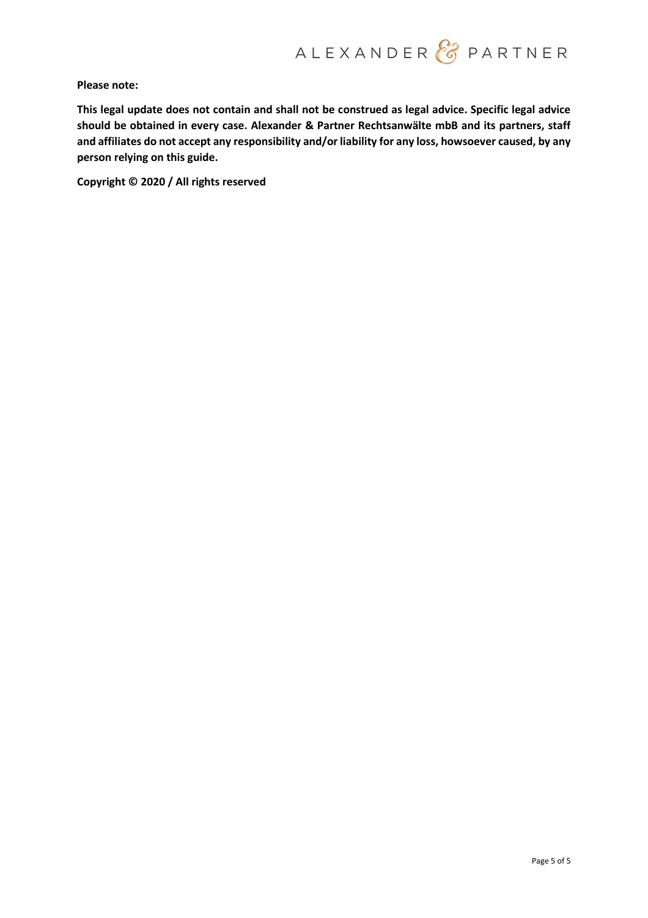**Please note:**

**This legal update does not contain and shall not be construed as legal advice. Specific legal advice should be obtained in every case. Alexander & Partner Rechtsanwälte mbB and its partners, staff and affiliates do not accept any responsibility and/or liability for any loss, howsoever caused, by any person relying on this guide.**

**Copyright © 2020 / All rights reserved**